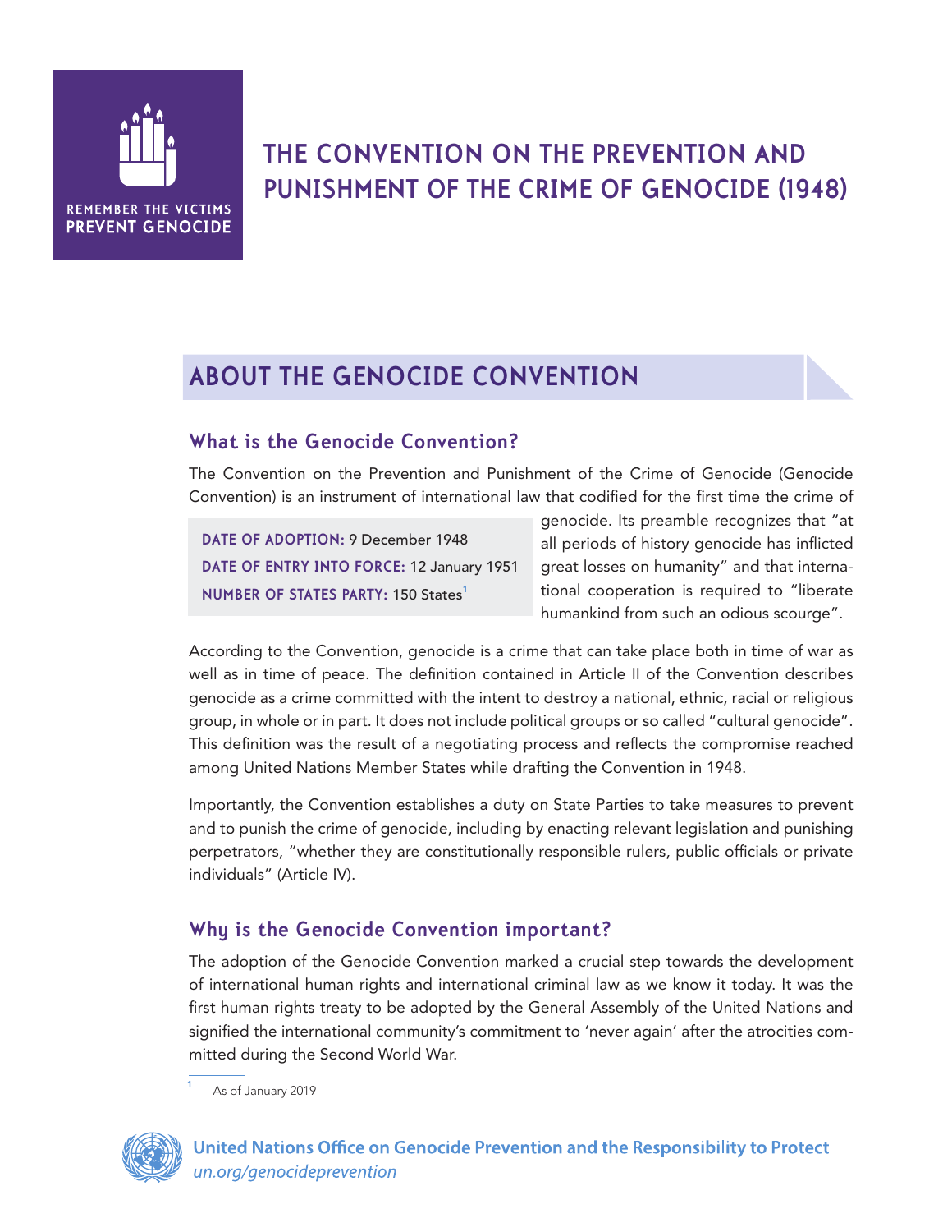REMEMBER THE VICTIMS
PREVENT GENOCIDE

# THE CONVENTION ON THE PREVENTION AND PUNISHMENT OF THE CRIME OF GENOCIDE (1948)

## ABOUT THE GENOCIDE CONVENTION

### What is the Genocide Convention?

The Convention on the Prevention and Punishment of the Crime of Genocide (Genocide Convention) is an instrument of international law that codified for the first time the crime of genocide. Its preamble recognizes that "at all periods of history genocide has inflicted great losses on humanity" and that international cooperation is required to "liberate humankind from such an odious scourge".

**DATE OF ADOPTION:** 9 December 1948
**DATE OF ENTRY INTO FORCE:** 12 January 1951
**NUMBER OF STATES PARTY:** 150 States[1]

According to the Convention, genocide is a crime that can take place both in time of war as well as in time of peace. The definition contained in Article II of the Convention describes genocide as a crime committed with the intent to destroy a national, ethnic, racial or religious group, in whole or in part. It does not include political groups or so called "cultural genocide". This definition was the result of a negotiating process and reflects the compromise reached among United Nations Member States while drafting the Convention in 1948.

Importantly, the Convention establishes a duty on State Parties to take measures to prevent and to punish the crime of genocide, including by enacting relevant legislation and punishing perpetrators, "whether they are constitutionally responsible rulers, public officials or private individuals" (Article IV).

### Why is the Genocide Convention important?

The adoption of the Genocide Convention marked a crucial step towards the development of international human rights and international criminal law as we know it today. It was the first human rights treaty to be adopted by the General Assembly of the United Nations and signified the international community's commitment to 'never again' after the atrocities committed during the Second World War.

[1] As of January 2019

United Nations Office on Genocide Prevention and the Responsibility to Protect
*un.org/genocideprevention*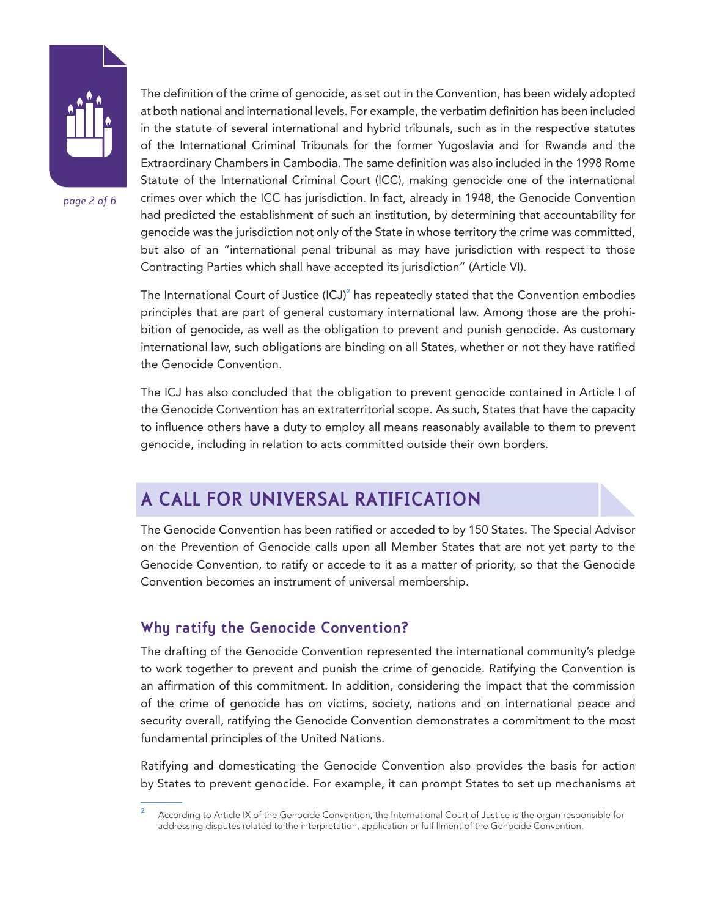The definition of the crime of genocide, as set out in the Convention, has been widely adopted at both national and international levels. For example, the verbatim definition has been included in the statute of several international and hybrid tribunals, such as in the respective statutes of the International Criminal Tribunals for the former Yugoslavia and for Rwanda and the Extraordinary Chambers in Cambodia. The same definition was also included in the 1998 Rome Statute of the International Criminal Court (ICC), making genocide one of the international crimes over which the ICC has jurisdiction. In fact, already in 1948, the Genocide Convention had predicted the establishment of such an institution, by determining that accountability for genocide was the jurisdiction not only of the State in whose territory the crime was committed, but also of an "international penal tribunal as may have jurisdiction with respect to those Contracting Parties which shall have accepted its jurisdiction" (Article VI).

The International Court of Justice (ICJ)[2] has repeatedly stated that the Convention embodies principles that are part of general customary international law. Among those are the prohibition of genocide, as well as the obligation to prevent and punish genocide. As customary international law, such obligations are binding on all States, whether or not they have ratified the Genocide Convention.

The ICJ has also concluded that the obligation to prevent genocide contained in Article I of the Genocide Convention has an extraterritorial scope. As such, States that have the capacity to influence others have a duty to employ all means reasonably available to them to prevent genocide, including in relation to acts committed outside their own borders.

## A CALL FOR UNIVERSAL RATIFICATION

The Genocide Convention has been ratified or acceded to by 150 States. The Special Advisor on the Prevention of Genocide calls upon all Member States that are not yet party to the Genocide Convention, to ratify or accede to it as a matter of priority, so that the Genocide Convention becomes an instrument of universal membership.

### Why ratify the Genocide Convention?

The drafting of the Genocide Convention represented the international community's pledge to work together to prevent and punish the crime of genocide. Ratifying the Convention is an affirmation of this commitment. In addition, considering the impact that the commission of the crime of genocide has on victims, society, nations and on international peace and security overall, ratifying the Genocide Convention demonstrates a commitment to the most fundamental principles of the United Nations.

Ratifying and domesticating the Genocide Convention also provides the basis for action by States to prevent genocide. For example, it can prompt States to set up mechanisms at

[2] According to Article IX of the Genocide Convention, the International Court of Justice is the organ responsible for addressing disputes related to the interpretation, application or fulfillment of the Genocide Convention.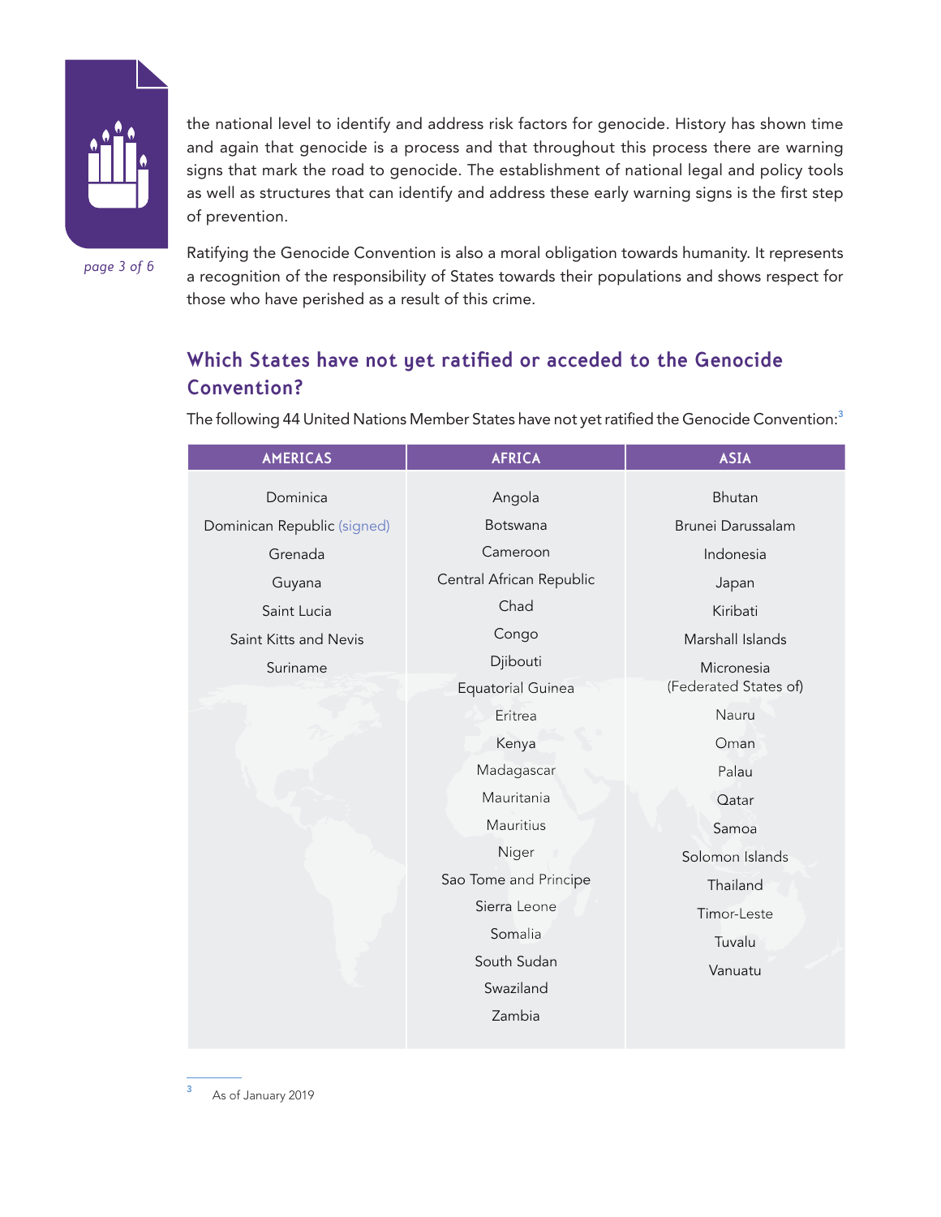the national level to identify and address risk factors for genocide. History has shown time and again that genocide is a process and that throughout this process there are warning signs that mark the road to genocide. The establishment of national legal and policy tools as well as structures that can identify and address these early warning signs is the first step of prevention.

Ratifying the Genocide Convention is also a moral obligation towards humanity. It represents a recognition of the responsibility of States towards their populations and shows respect for those who have perished as a result of this crime.

## Which States have not yet ratified or acceded to the Genocide Convention?

The following 44 United Nations Member States have not yet ratified the Genocide Convention:[3]

| AMERICAS | AFRICA | ASIA |
|---|---|---|
| Dominica | Angola | Bhutan |
| Dominican Republic (signed) | Botswana | Brunei Darussalam |
| Grenada | Cameroon | Indonesia |
| Guyana | Central African Republic | Japan |
| Saint Lucia | Chad | Kiribati |
| Saint Kitts and Nevis | Congo | Marshall Islands |
| Suriname | Djibouti | Micronesia (Federated States of) |
| | Equatorial Guinea | Nauru |
| | Eritrea | Oman |
| | Kenya | Palau |
| | Madagascar | Qatar |
| | Mauritania | Samoa |
| | Mauritius | Solomon Islands |
| | Niger | Thailand |
| | Sao Tome and Principe | Timor-Leste |
| | Sierra Leone | Tuvalu |
| | Somalia | Vanuatu |
| | South Sudan | |
| | Swaziland | |
| | Zambia | |

[3] As of January 2019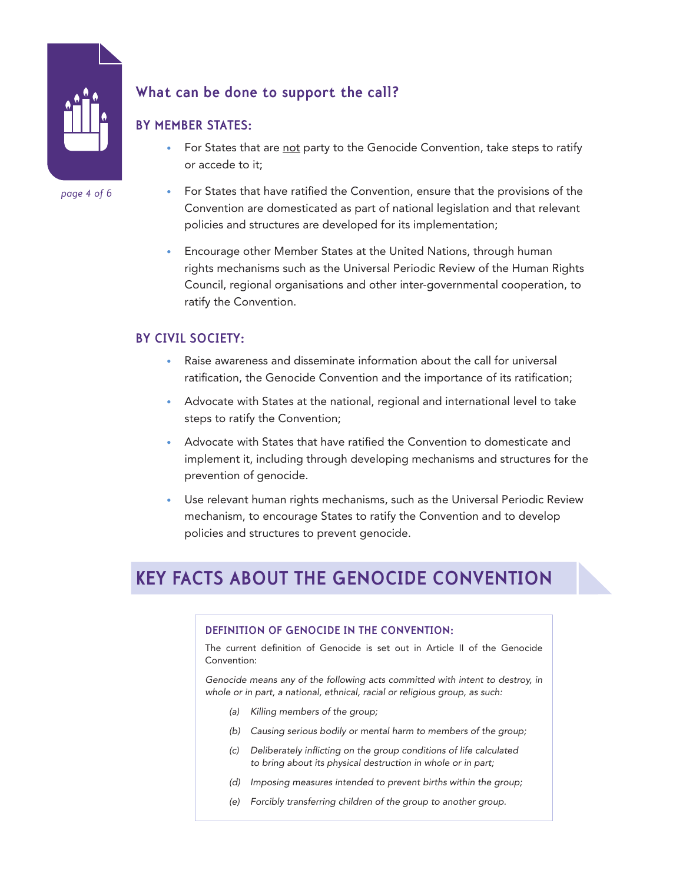## What can be done to support the call?

### BY MEMBER STATES:

- For States that are not party to the Genocide Convention, take steps to ratify or accede to it;
- For States that have ratified the Convention, ensure that the provisions of the Convention are domesticated as part of national legislation and that relevant policies and structures are developed for its implementation;
- Encourage other Member States at the United Nations, through human rights mechanisms such as the Universal Periodic Review of the Human Rights Council, regional organisations and other inter-governmental cooperation, to ratify the Convention.

### BY CIVIL SOCIETY:

- Raise awareness and disseminate information about the call for universal ratification, the Genocide Convention and the importance of its ratification;
- Advocate with States at the national, regional and international level to take steps to ratify the Convention;
- Advocate with States that have ratified the Convention to domesticate and implement it, including through developing mechanisms and structures for the prevention of genocide.
- Use relevant human rights mechanisms, such as the Universal Periodic Review mechanism, to encourage States to ratify the Convention and to develop policies and structures to prevent genocide.

# KEY FACTS ABOUT THE GENOCIDE CONVENTION

### DEFINITION OF GENOCIDE IN THE CONVENTION:

The current definition of Genocide is set out in Article II of the Genocide Convention:

*Genocide means any of the following acts committed with intent to destroy, in whole or in part, a national, ethnical, racial or religious group, as such:*

*(a) Killing members of the group;*

*(b) Causing serious bodily or mental harm to members of the group;*

*(c) Deliberately inflicting on the group conditions of life calculated to bring about its physical destruction in whole or in part;*

*(d) Imposing measures intended to prevent births within the group;*

*(e) Forcibly transferring children of the group to another group.*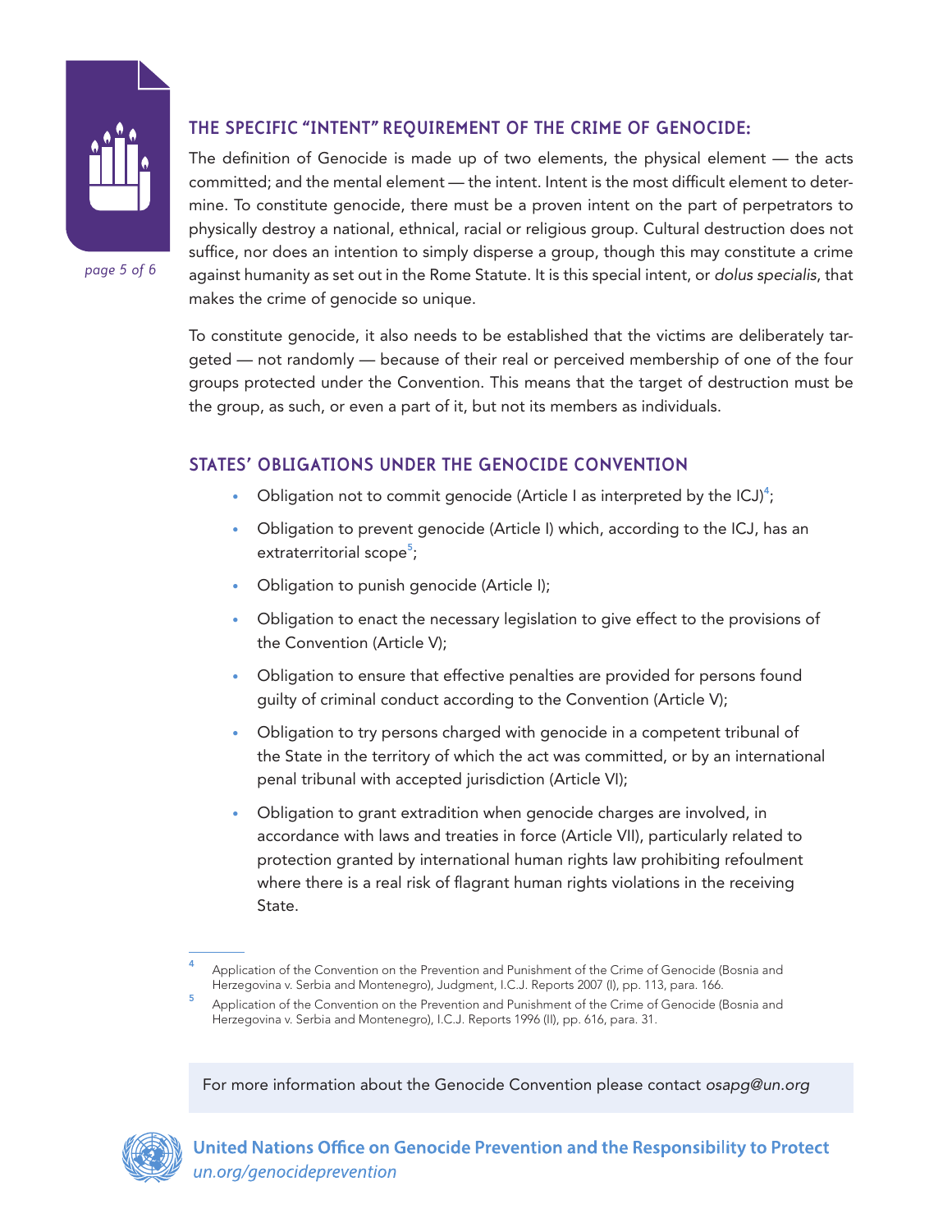## THE SPECIFIC "INTENT" REQUIREMENT OF THE CRIME OF GENOCIDE:

The definition of Genocide is made up of two elements, the physical element — the acts committed; and the mental element — the intent. Intent is the most difficult element to determine. To constitute genocide, there must be a proven intent on the part of perpetrators to physically destroy a national, ethnical, racial or religious group. Cultural destruction does not suffice, nor does an intention to simply disperse a group, though this may constitute a crime against humanity as set out in the Rome Statute. It is this special intent, or *dolus specialis*, that makes the crime of genocide so unique.

To constitute genocide, it also needs to be established that the victims are deliberately targeted — not randomly — because of their real or perceived membership of one of the four groups protected under the Convention. This means that the target of destruction must be the group, as such, or even a part of it, but not its members as individuals.

## STATES' OBLIGATIONS UNDER THE GENOCIDE CONVENTION

- Obligation not to commit genocide (Article I as interpreted by the ICJ)[4];
- Obligation to prevent genocide (Article I) which, according to the ICJ, has an extraterritorial scope[5];
- Obligation to punish genocide (Article I);
- Obligation to enact the necessary legislation to give effect to the provisions of the Convention (Article V);
- Obligation to ensure that effective penalties are provided for persons found guilty of criminal conduct according to the Convention (Article V);
- Obligation to try persons charged with genocide in a competent tribunal of the State in the territory of which the act was committed, or by an international penal tribunal with accepted jurisdiction (Article VI);
- Obligation to grant extradition when genocide charges are involved, in accordance with laws and treaties in force (Article VII), particularly related to protection granted by international human rights law prohibiting refoulment where there is a real risk of flagrant human rights violations in the receiving State.

---

[4] Application of the Convention on the Prevention and Punishment of the Crime of Genocide (Bosnia and Herzegovina v. Serbia and Montenegro), Judgment, I.C.J. Reports 2007 (I), pp. 113, para. 166.

[5] Application of the Convention on the Prevention and Punishment of the Crime of Genocide (Bosnia and Herzegovina v. Serbia and Montenegro), I.C.J. Reports 1996 (II), pp. 616, para. 31.

For more information about the Genocide Convention please contact *osapg@un.org*

**United Nations Office on Genocide Prevention and the Responsibility to Protect**
*un.org/genocideprevention*